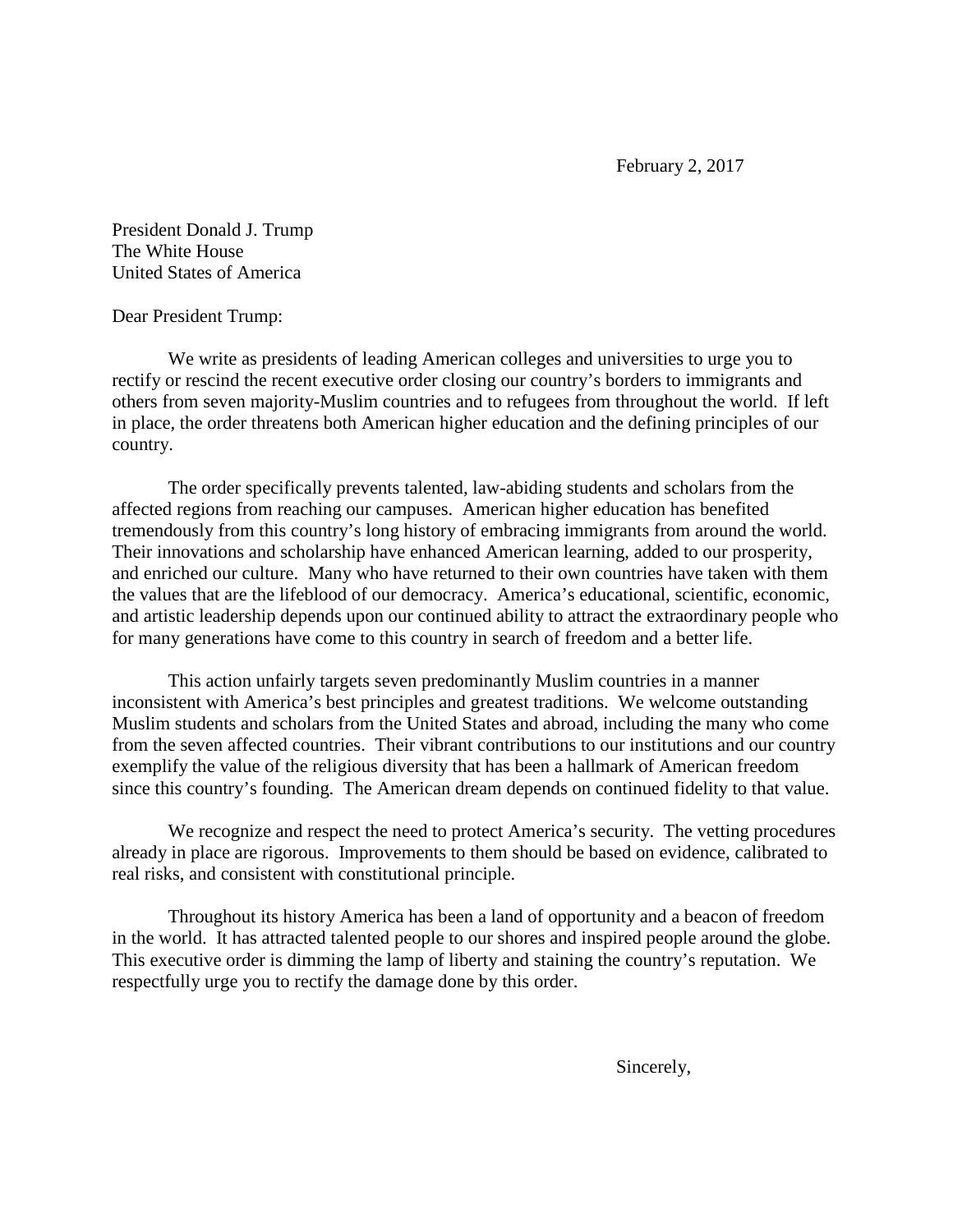February 2, 2017

President Donald J. Trump
The White House
United States of America

Dear President Trump:

We write as presidents of leading American colleges and universities to urge you to rectify or rescind the recent executive order closing our country's borders to immigrants and others from seven majority-Muslim countries and to refugees from throughout the world. If left in place, the order threatens both American higher education and the defining principles of our country.

The order specifically prevents talented, law-abiding students and scholars from the affected regions from reaching our campuses. American higher education has benefited tremendously from this country's long history of embracing immigrants from around the world. Their innovations and scholarship have enhanced American learning, added to our prosperity, and enriched our culture. Many who have returned to their own countries have taken with them the values that are the lifeblood of our democracy. America's educational, scientific, economic, and artistic leadership depends upon our continued ability to attract the extraordinary people who for many generations have come to this country in search of freedom and a better life.

This action unfairly targets seven predominantly Muslim countries in a manner inconsistent with America's best principles and greatest traditions. We welcome outstanding Muslim students and scholars from the United States and abroad, including the many who come from the seven affected countries. Their vibrant contributions to our institutions and our country exemplify the value of the religious diversity that has been a hallmark of American freedom since this country's founding. The American dream depends on continued fidelity to that value.

We recognize and respect the need to protect America's security. The vetting procedures already in place are rigorous. Improvements to them should be based on evidence, calibrated to real risks, and consistent with constitutional principle.

Throughout its history America has been a land of opportunity and a beacon of freedom in the world. It has attracted talented people to our shores and inspired people around the globe. This executive order is dimming the lamp of liberty and staining the country's reputation. We respectfully urge you to rectify the damage done by this order.

Sincerely,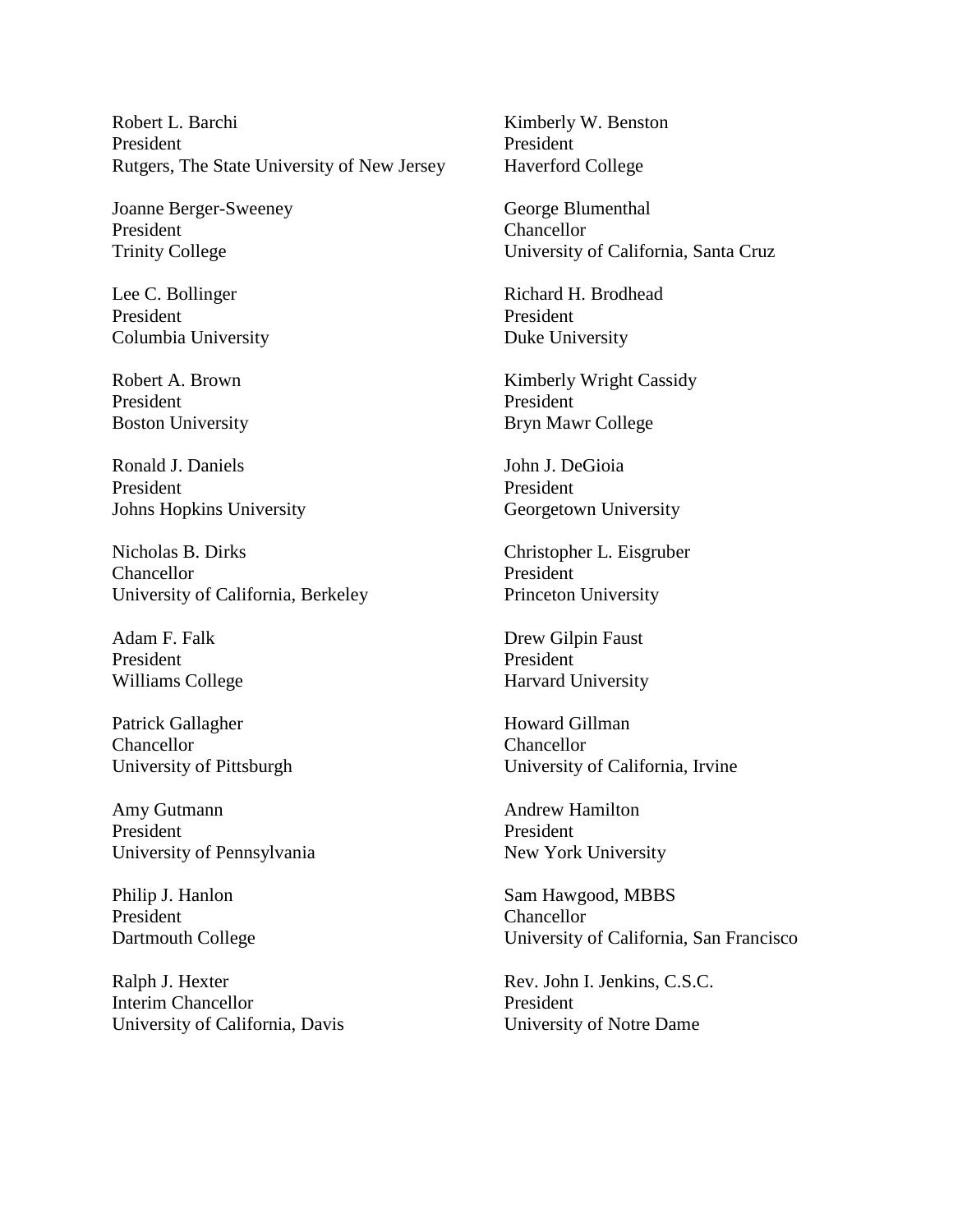Robert L. Barchi
President
Rutgers, The State University of New Jersey

Kimberly W. Benston
President
Haverford College

Joanne Berger-Sweeney
President
Trinity College

George Blumenthal
Chancellor
University of California, Santa Cruz

Lee C. Bollinger
President
Columbia University

Richard H. Brodhead
President
Duke University

Robert A. Brown
President
Boston University

Kimberly Wright Cassidy
President
Bryn Mawr College

Ronald J. Daniels
President
Johns Hopkins University

John J. DeGioia
President
Georgetown University

Nicholas B. Dirks
Chancellor
University of California, Berkeley

Christopher L. Eisgruber
President
Princeton University

Adam F. Falk
President
Williams College

Drew Gilpin Faust
President
Harvard University

Patrick Gallagher
Chancellor
University of Pittsburgh

Howard Gillman
Chancellor
University of California, Irvine

Amy Gutmann
President
University of Pennsylvania

Andrew Hamilton
President
New York University

Philip J. Hanlon
President
Dartmouth College

Sam Hawgood, MBBS
Chancellor
University of California, San Francisco

Ralph J. Hexter
Interim Chancellor
University of California, Davis

Rev. John I. Jenkins, C.S.C.
President
University of Notre Dame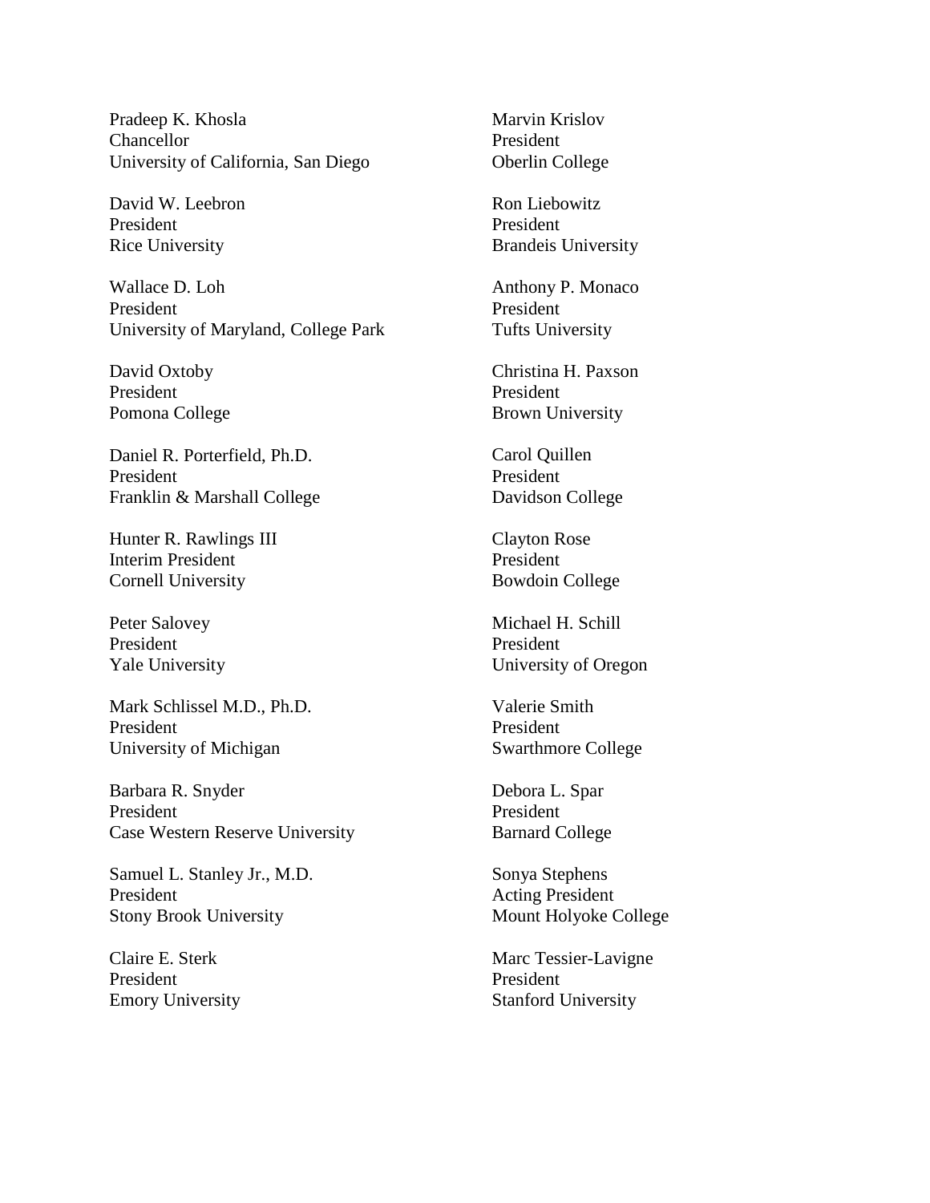Pradeep K. Khosla
Chancellor
University of California, San Diego

David W. Leebron
President
Rice University

Wallace D. Loh
President
University of Maryland, College Park

David Oxtoby
President
Pomona College

Daniel R. Porterfield, Ph.D.
President
Franklin & Marshall College

Hunter R. Rawlings III
Interim President
Cornell University

Peter Salovey
President
Yale University

Mark Schlissel M.D., Ph.D.
President
University of Michigan

Barbara R. Snyder
President
Case Western Reserve University

Samuel L. Stanley Jr., M.D.
President
Stony Brook University

Claire E. Sterk
President
Emory University

Marvin Krislov
President
Oberlin College

Ron Liebowitz
President
Brandeis University

Anthony P. Monaco
President
Tufts University

Christina H. Paxson
President
Brown University

Carol Quillen
President
Davidson College

Clayton Rose
President
Bowdoin College

Michael H. Schill
President
University of Oregon

Valerie Smith
President
Swarthmore College

Debora L. Spar
President
Barnard College

Sonya Stephens
Acting President
Mount Holyoke College

Marc Tessier-Lavigne
President
Stanford University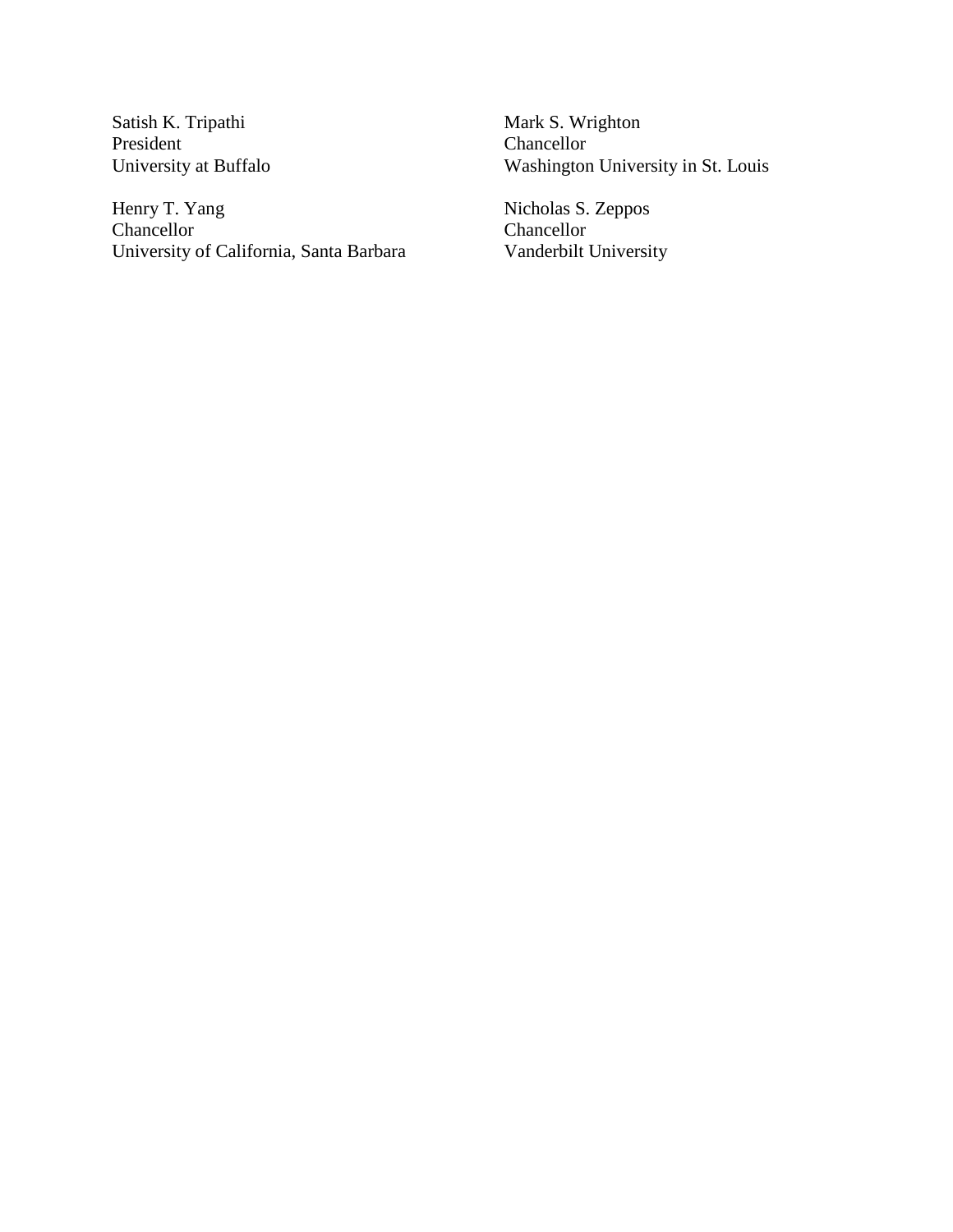Satish K. Tripathi
President
University at Buffalo

Mark S. Wrighton
Chancellor
Washington University in St. Louis

Henry T. Yang
Chancellor
University of California, Santa Barbara

Nicholas S. Zeppos
Chancellor
Vanderbilt University